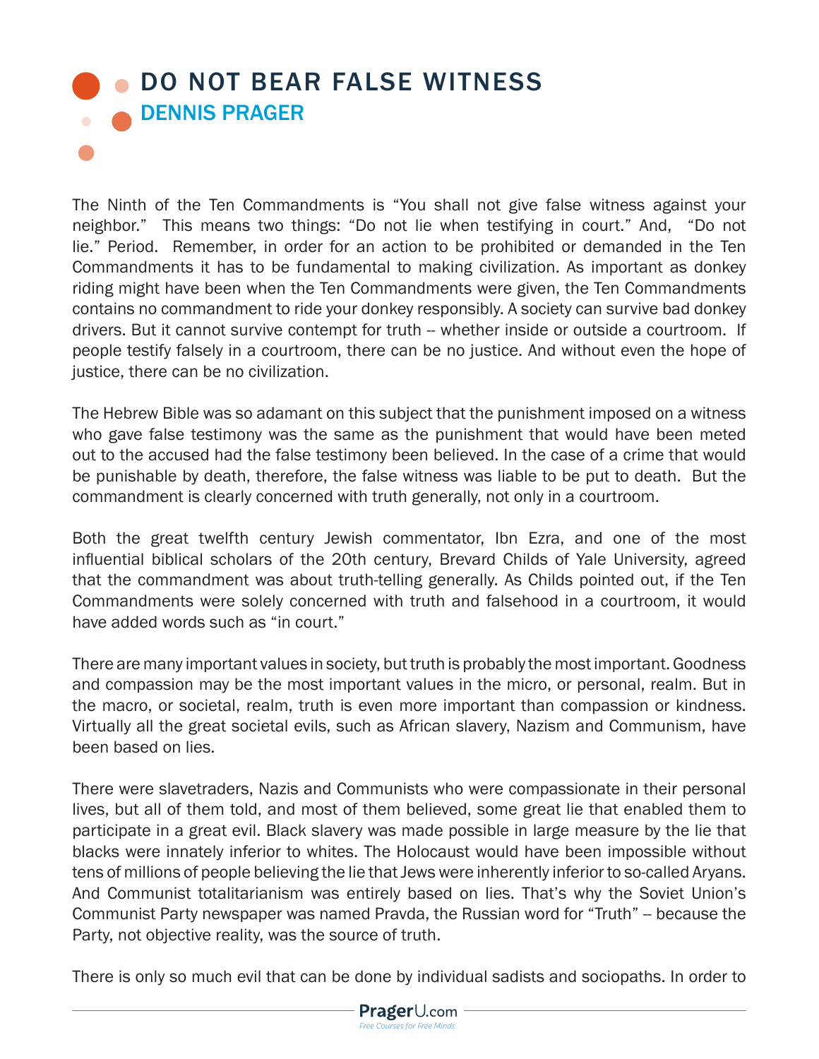# DO NOT BEAR FALSE WITNESS

## DENNIS PRAGER

The Ninth of the Ten Commandments is "You shall not give false witness against your neighbor." This means two things: "Do not lie when testifying in court." And, "Do not lie." Period. Remember, in order for an action to be prohibited or demanded in the Ten Commandments it has to be fundamental to making civilization. As important as donkey riding might have been when the Ten Commandments were given, the Ten Commandments contains no commandment to ride your donkey responsibly. A society can survive bad donkey drivers. But it cannot survive contempt for truth -- whether inside or outside a courtroom. If people testify falsely in a courtroom, there can be no justice. And without even the hope of justice, there can be no civilization.

The Hebrew Bible was so adamant on this subject that the punishment imposed on a witness who gave false testimony was the same as the punishment that would have been meted out to the accused had the false testimony been believed. In the case of a crime that would be punishable by death, therefore, the false witness was liable to be put to death. But the commandment is clearly concerned with truth generally, not only in a courtroom.

Both the great twelfth century Jewish commentator, Ibn Ezra, and one of the most influential biblical scholars of the 20th century, Brevard Childs of Yale University, agreed that the commandment was about truth-telling generally. As Childs pointed out, if the Ten Commandments were solely concerned with truth and falsehood in a courtroom, it would have added words such as "in court."

There are many important values in society, but truth is probably the most important. Goodness and compassion may be the most important values in the micro, or personal, realm. But in the macro, or societal, realm, truth is even more important than compassion or kindness. Virtually all the great societal evils, such as African slavery, Nazism and Communism, have been based on lies.

There were slavetraders, Nazis and Communists who were compassionate in their personal lives, but all of them told, and most of them believed, some great lie that enabled them to participate in a great evil. Black slavery was made possible in large measure by the lie that blacks were innately inferior to whites. The Holocaust would have been impossible without tens of millions of people believing the lie that Jews were inherently inferior to so-called Aryans. And Communist totalitarianism was entirely based on lies. That's why the Soviet Union's Communist Party newspaper was named Pravda, the Russian word for "Truth" -- because the Party, not objective reality, was the source of truth.

There is only so much evil that can be done by individual sadists and sociopaths. In order to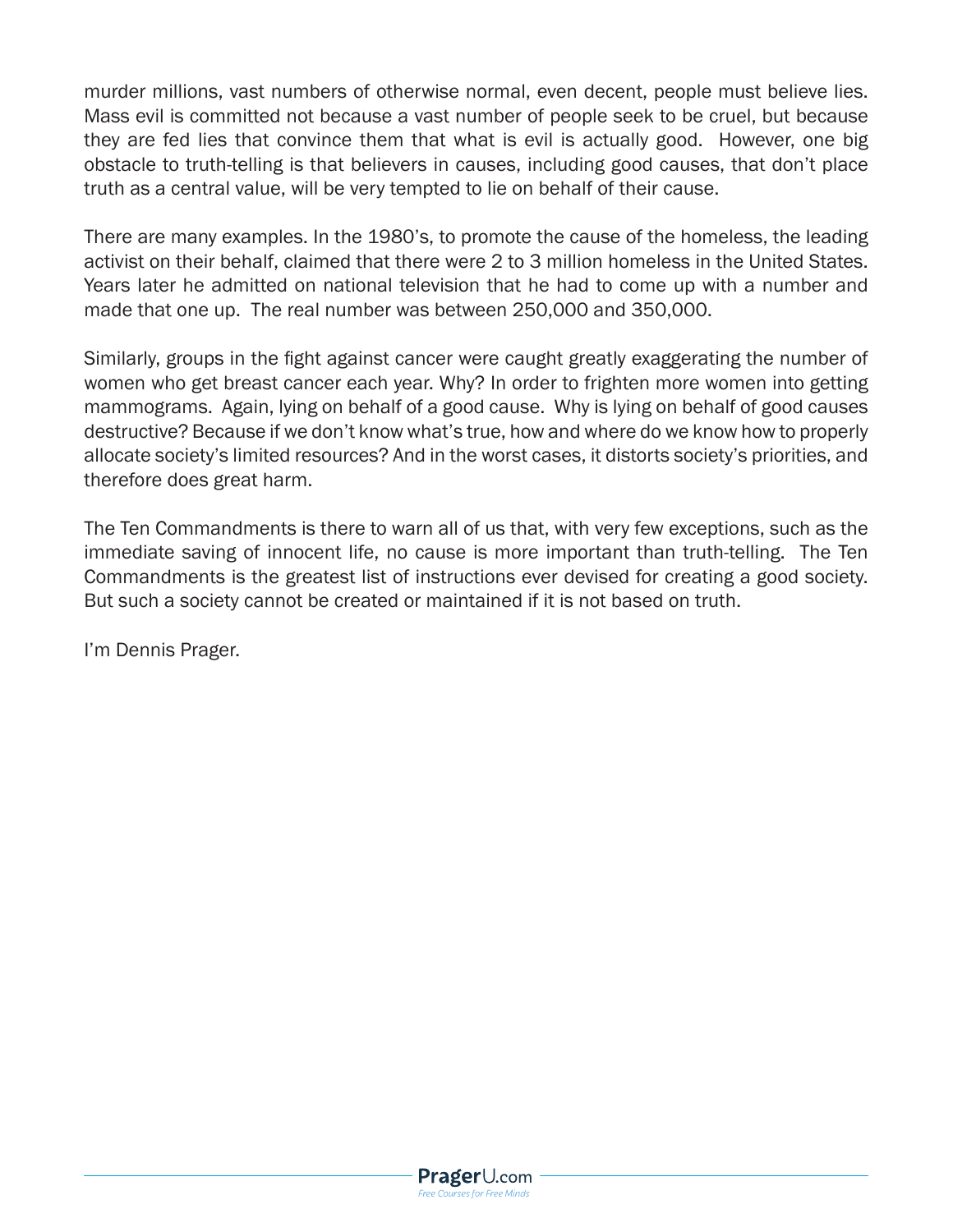murder millions, vast numbers of otherwise normal, even decent, people must believe lies. Mass evil is committed not because a vast number of people seek to be cruel, but because they are fed lies that convince them that what is evil is actually good. However, one big obstacle to truth-telling is that believers in causes, including good causes, that don't place truth as a central value, will be very tempted to lie on behalf of their cause.

There are many examples. In the 1980's, to promote the cause of the homeless, the leading activist on their behalf, claimed that there were 2 to 3 million homeless in the United States. Years later he admitted on national television that he had to come up with a number and made that one up. The real number was between 250,000 and 350,000.

Similarly, groups in the fight against cancer were caught greatly exaggerating the number of women who get breast cancer each year. Why? In order to frighten more women into getting mammograms. Again, lying on behalf of a good cause. Why is lying on behalf of good causes destructive? Because if we don't know what's true, how and where do we know how to properly allocate society's limited resources? And in the worst cases, it distorts society's priorities, and therefore does great harm.

The Ten Commandments is there to warn all of us that, with very few exceptions, such as the immediate saving of innocent life, no cause is more important than truth-telling. The Ten Commandments is the greatest list of instructions ever devised for creating a good society. But such a society cannot be created or maintained if it is not based on truth.

I'm Dennis Prager.